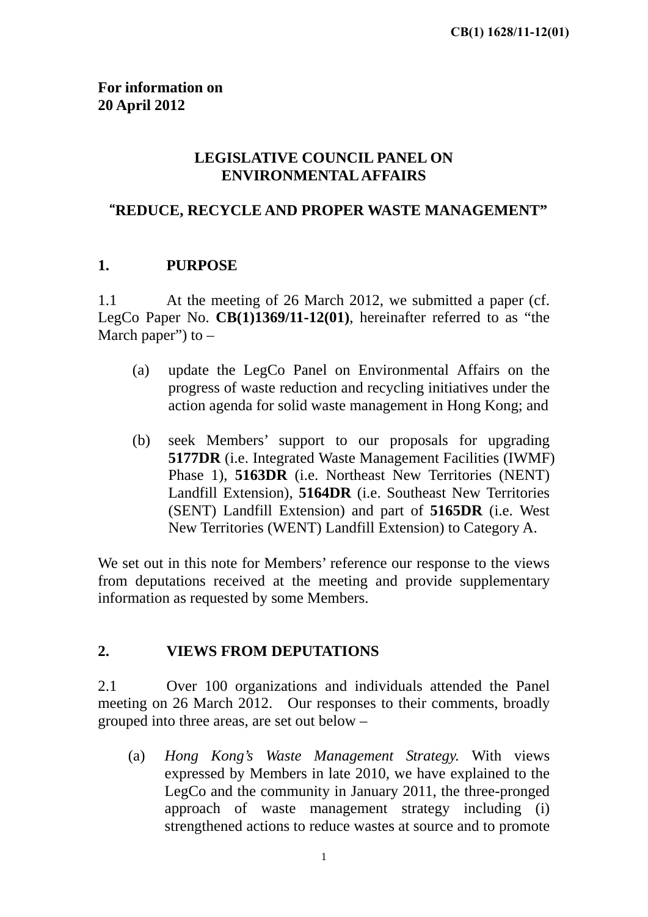CB(1) 1628/11-12(01)

**For information on**
**20 April 2012**

## LEGISLATIVE COUNCIL PANEL ON ENVIRONMENTAL AFFAIRS

## "REDUCE, RECYCLE AND PROPER WASTE MANAGEMENT"

### 1. PURPOSE

1.1 At the meeting of 26 March 2012, we submitted a paper (cf. LegCo Paper No. **CB(1)1369/11-12(01)**, hereinafter referred to as "the March paper") to –

(a) update the LegCo Panel on Environmental Affairs on the progress of waste reduction and recycling initiatives under the action agenda for solid waste management in Hong Kong; and

(b) seek Members' support to our proposals for upgrading **5177DR** (i.e. Integrated Waste Management Facilities (IWMF) Phase 1), **5163DR** (i.e. Northeast New Territories (NENT) Landfill Extension), **5164DR** (i.e. Southeast New Territories (SENT) Landfill Extension) and part of **5165DR** (i.e. West New Territories (WENT) Landfill Extension) to Category A.

We set out in this note for Members' reference our response to the views from deputations received at the meeting and provide supplementary information as requested by some Members.

### 2. VIEWS FROM DEPUTATIONS

2.1 Over 100 organizations and individuals attended the Panel meeting on 26 March 2012. Our responses to their comments, broadly grouped into three areas, are set out below –

(a) *Hong Kong's Waste Management Strategy.* With views expressed by Members in late 2010, we have explained to the LegCo and the community in January 2011, the three-pronged approach of waste management strategy including (i) strengthened actions to reduce wastes at source and to promote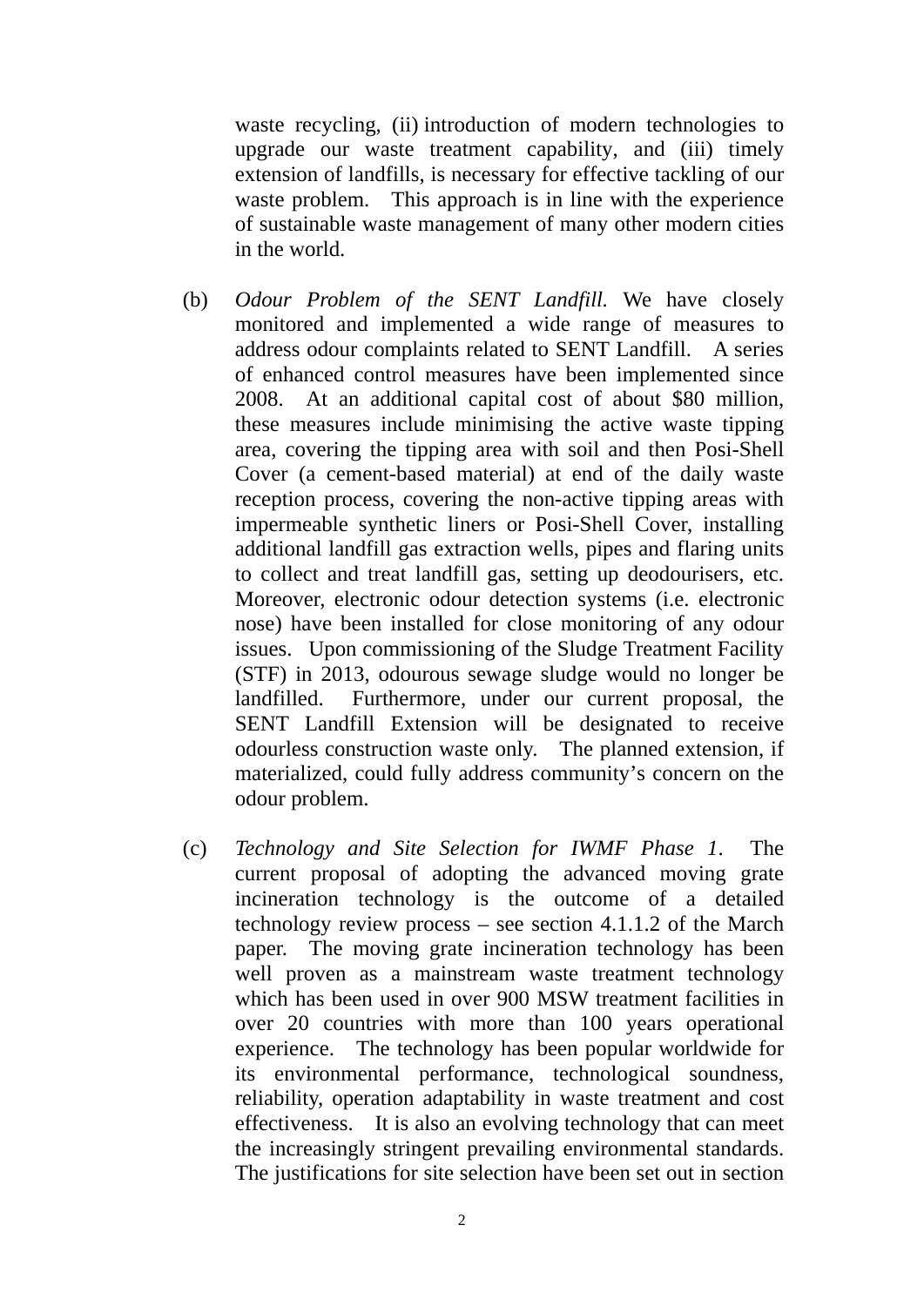waste recycling, (ii) introduction of modern technologies to upgrade our waste treatment capability, and (iii) timely extension of landfills, is necessary for effective tackling of our waste problem. This approach is in line with the experience of sustainable waste management of many other modern cities in the world.

(b) *Odour Problem of the SENT Landfill.* We have closely monitored and implemented a wide range of measures to address odour complaints related to SENT Landfill. A series of enhanced control measures have been implemented since 2008. At an additional capital cost of about $80 million, these measures include minimising the active waste tipping area, covering the tipping area with soil and then Posi-Shell Cover (a cement-based material) at end of the daily waste reception process, covering the non-active tipping areas with impermeable synthetic liners or Posi-Shell Cover, installing additional landfill gas extraction wells, pipes and flaring units to collect and treat landfill gas, setting up deodourisers, etc. Moreover, electronic odour detection systems (i.e. electronic nose) have been installed for close monitoring of any odour issues. Upon commissioning of the Sludge Treatment Facility (STF) in 2013, odourous sewage sludge would no longer be landfilled. Furthermore, under our current proposal, the SENT Landfill Extension will be designated to receive odourless construction waste only. The planned extension, if materialized, could fully address community's concern on the odour problem.

(c) *Technology and Site Selection for IWMF Phase 1.* The current proposal of adopting the advanced moving grate incineration technology is the outcome of a detailed technology review process – see section 4.1.1.2 of the March paper. The moving grate incineration technology has been well proven as a mainstream waste treatment technology which has been used in over 900 MSW treatment facilities in over 20 countries with more than 100 years operational experience. The technology has been popular worldwide for its environmental performance, technological soundness, reliability, operation adaptability in waste treatment and cost effectiveness. It is also an evolving technology that can meet the increasingly stringent prevailing environmental standards. The justifications for site selection have been set out in section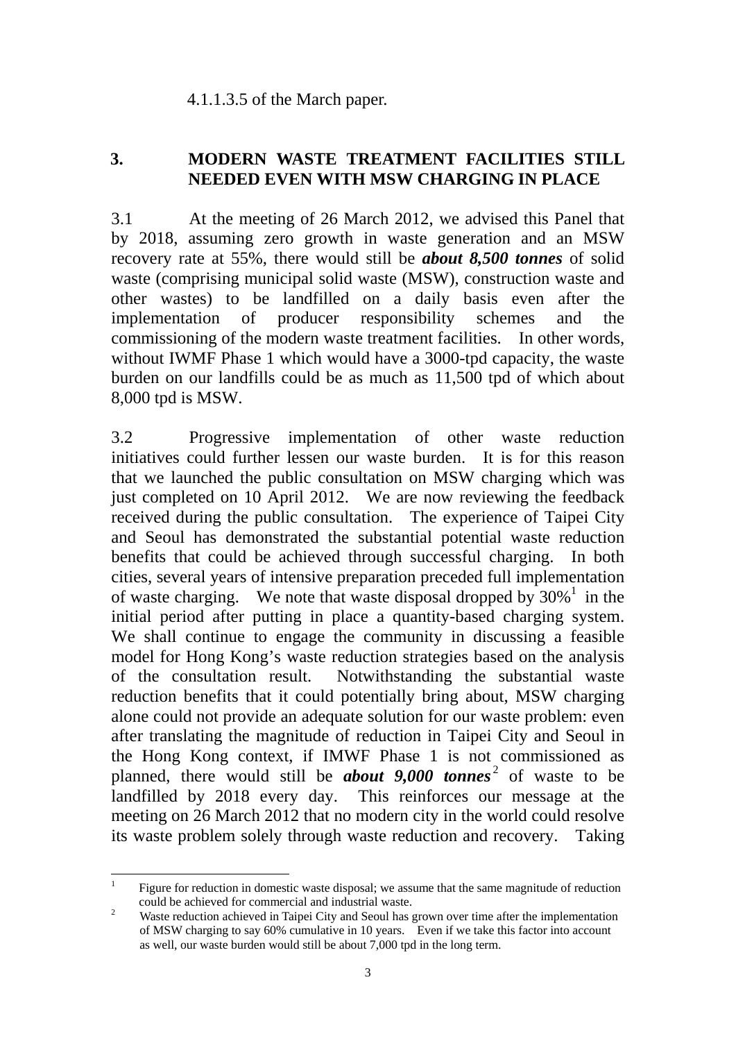4.1.1.3.5 of the March paper.

## 3. MODERN WASTE TREATMENT FACILITIES STILL NEEDED EVEN WITH MSW CHARGING IN PLACE

3.1 At the meeting of 26 March 2012, we advised this Panel that by 2018, assuming zero growth in waste generation and an MSW recovery rate at 55%, there would still be ***about 8,500 tonnes*** of solid waste (comprising municipal solid waste (MSW), construction waste and other wastes) to be landfilled on a daily basis even after the implementation of producer responsibility schemes and the commissioning of the modern waste treatment facilities. In other words, without IWMF Phase 1 which would have a 3000-tpd capacity, the waste burden on our landfills could be as much as 11,500 tpd of which about 8,000 tpd is MSW.

3.2 Progressive implementation of other waste reduction initiatives could further lessen our waste burden. It is for this reason that we launched the public consultation on MSW charging which was just completed on 10 April 2012. We are now reviewing the feedback received during the public consultation. The experience of Taipei City and Seoul has demonstrated the substantial potential waste reduction benefits that could be achieved through successful charging. In both cities, several years of intensive preparation preceded full implementation of waste charging. We note that waste disposal dropped by 30%[1] in the initial period after putting in place a quantity-based charging system. We shall continue to engage the community in discussing a feasible model for Hong Kong's waste reduction strategies based on the analysis of the consultation result. Notwithstanding the substantial waste reduction benefits that it could potentially bring about, MSW charging alone could not provide an adequate solution for our waste problem: even after translating the magnitude of reduction in Taipei City and Seoul in the Hong Kong context, if IMWF Phase 1 is not commissioned as planned, there would still be ***about 9,000 tonnes***[2] of waste to be landfilled by 2018 every day. This reinforces our message at the meeting on 26 March 2012 that no modern city in the world could resolve its waste problem solely through waste reduction and recovery. Taking

---

[1] Figure for reduction in domestic waste disposal; we assume that the same magnitude of reduction could be achieved for commercial and industrial waste.

[2] Waste reduction achieved in Taipei City and Seoul has grown over time after the implementation of MSW charging to say 60% cumulative in 10 years. Even if we take this factor into account as well, our waste burden would still be about 7,000 tpd in the long term.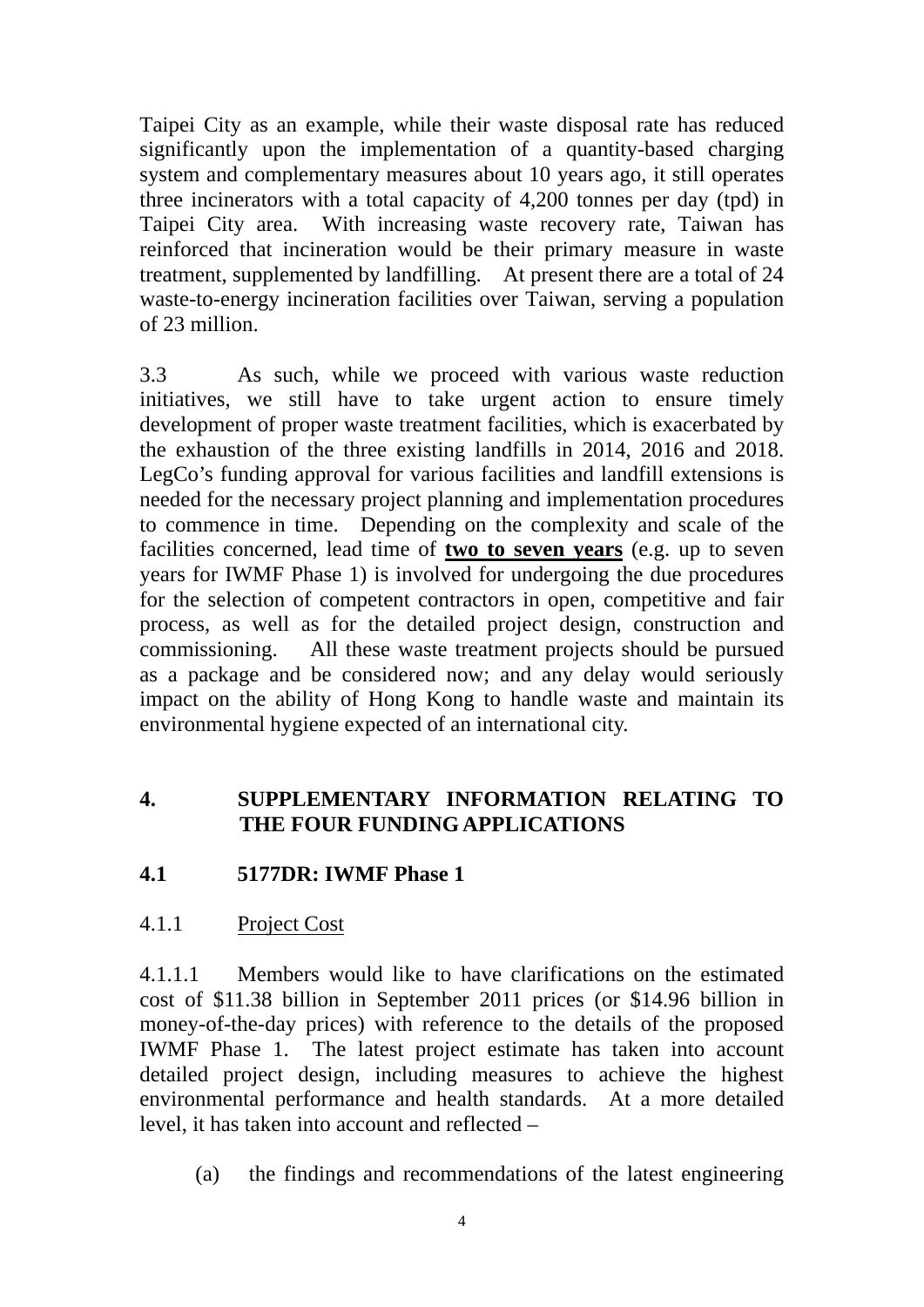Taipei City as an example, while their waste disposal rate has reduced significantly upon the implementation of a quantity-based charging system and complementary measures about 10 years ago, it still operates three incinerators with a total capacity of 4,200 tonnes per day (tpd) in Taipei City area. With increasing waste recovery rate, Taiwan has reinforced that incineration would be their primary measure in waste treatment, supplemented by landfilling. At present there are a total of 24 waste-to-energy incineration facilities over Taiwan, serving a population of 23 million.

3.3 As such, while we proceed with various waste reduction initiatives, we still have to take urgent action to ensure timely development of proper waste treatment facilities, which is exacerbated by the exhaustion of the three existing landfills in 2014, 2016 and 2018. LegCo's funding approval for various facilities and landfill extensions is needed for the necessary project planning and implementation procedures to commence in time. Depending on the complexity and scale of the facilities concerned, lead time of <u>**two to seven years**</u> (e.g. up to seven years for IWMF Phase 1) is involved for undergoing the due procedures for the selection of competent contractors in open, competitive and fair process, as well as for the detailed project design, construction and commissioning. All these waste treatment projects should be pursued as a package and be considered now; and any delay would seriously impact on the ability of Hong Kong to handle waste and maintain its environmental hygiene expected of an international city.

## 4. SUPPLEMENTARY INFORMATION RELATING TO THE FOUR FUNDING APPLICATIONS

### 4.1 5177DR: IWMF Phase 1

4.1.1 <u>Project Cost</u>

4.1.1.1 Members would like to have clarifications on the estimated cost of $11.38 billion in September 2011 prices (or $14.96 billion in money-of-the-day prices) with reference to the details of the proposed IWMF Phase 1. The latest project estimate has taken into account detailed project design, including measures to achieve the highest environmental performance and health standards. At a more detailed level, it has taken into account and reflected –

(a) the findings and recommendations of the latest engineering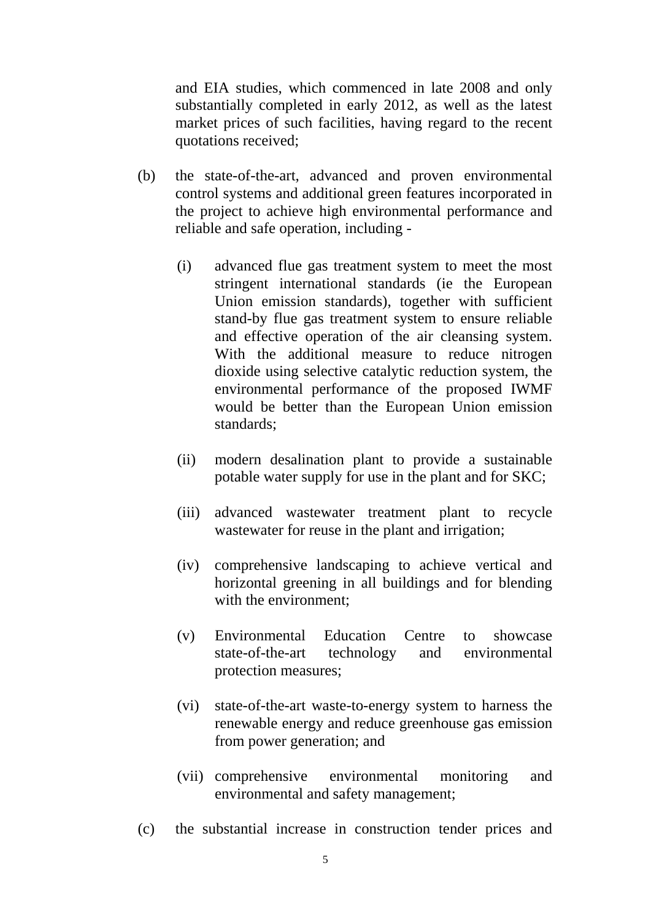and EIA studies, which commenced in late 2008 and only substantially completed in early 2012, as well as the latest market prices of such facilities, having regard to the recent quotations received;

(b) the state-of-the-art, advanced and proven environmental control systems and additional green features incorporated in the project to achieve high environmental performance and reliable and safe operation, including -

   (i) advanced flue gas treatment system to meet the most stringent international standards (ie the European Union emission standards), together with sufficient stand-by flue gas treatment system to ensure reliable and effective operation of the air cleansing system. With the additional measure to reduce nitrogen dioxide using selective catalytic reduction system, the environmental performance of the proposed IWMF would be better than the European Union emission standards;

   (ii) modern desalination plant to provide a sustainable potable water supply for use in the plant and for SKC;

   (iii) advanced wastewater treatment plant to recycle wastewater for reuse in the plant and irrigation;

   (iv) comprehensive landscaping to achieve vertical and horizontal greening in all buildings and for blending with the environment;

   (v) Environmental Education Centre to showcase state-of-the-art technology and environmental protection measures;

   (vi) state-of-the-art waste-to-energy system to harness the renewable energy and reduce greenhouse gas emission from power generation; and

   (vii) comprehensive environmental monitoring and environmental and safety management;

(c) the substantial increase in construction tender prices and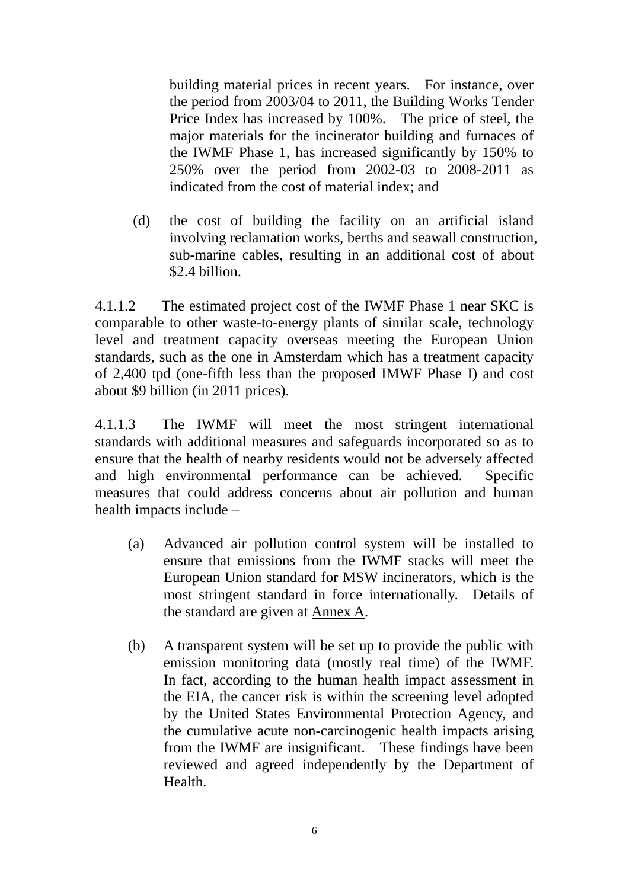building material prices in recent years. For instance, over the period from 2003/04 to 2011, the Building Works Tender Price Index has increased by 100%. The price of steel, the major materials for the incinerator building and furnaces of the IWMF Phase 1, has increased significantly by 150% to 250% over the period from 2002-03 to 2008-2011 as indicated from the cost of material index; and

(d) the cost of building the facility on an artificial island involving reclamation works, berths and seawall construction, sub-marine cables, resulting in an additional cost of about $2.4 billion.

4.1.1.2 The estimated project cost of the IWMF Phase 1 near SKC is comparable to other waste-to-energy plants of similar scale, technology level and treatment capacity overseas meeting the European Union standards, such as the one in Amsterdam which has a treatment capacity of 2,400 tpd (one-fifth less than the proposed IMWF Phase I) and cost about $9 billion (in 2011 prices).

4.1.1.3 The IWMF will meet the most stringent international standards with additional measures and safeguards incorporated so as to ensure that the health of nearby residents would not be adversely affected and high environmental performance can be achieved. Specific measures that could address concerns about air pollution and human health impacts include –

(a) Advanced air pollution control system will be installed to ensure that emissions from the IWMF stacks will meet the European Union standard for MSW incinerators, which is the most stringent standard in force internationally. Details of the standard are given at Annex A.

(b) A transparent system will be set up to provide the public with emission monitoring data (mostly real time) of the IWMF. In fact, according to the human health impact assessment in the EIA, the cancer risk is within the screening level adopted by the United States Environmental Protection Agency, and the cumulative acute non-carcinogenic health impacts arising from the IWMF are insignificant. These findings have been reviewed and agreed independently by the Department of Health.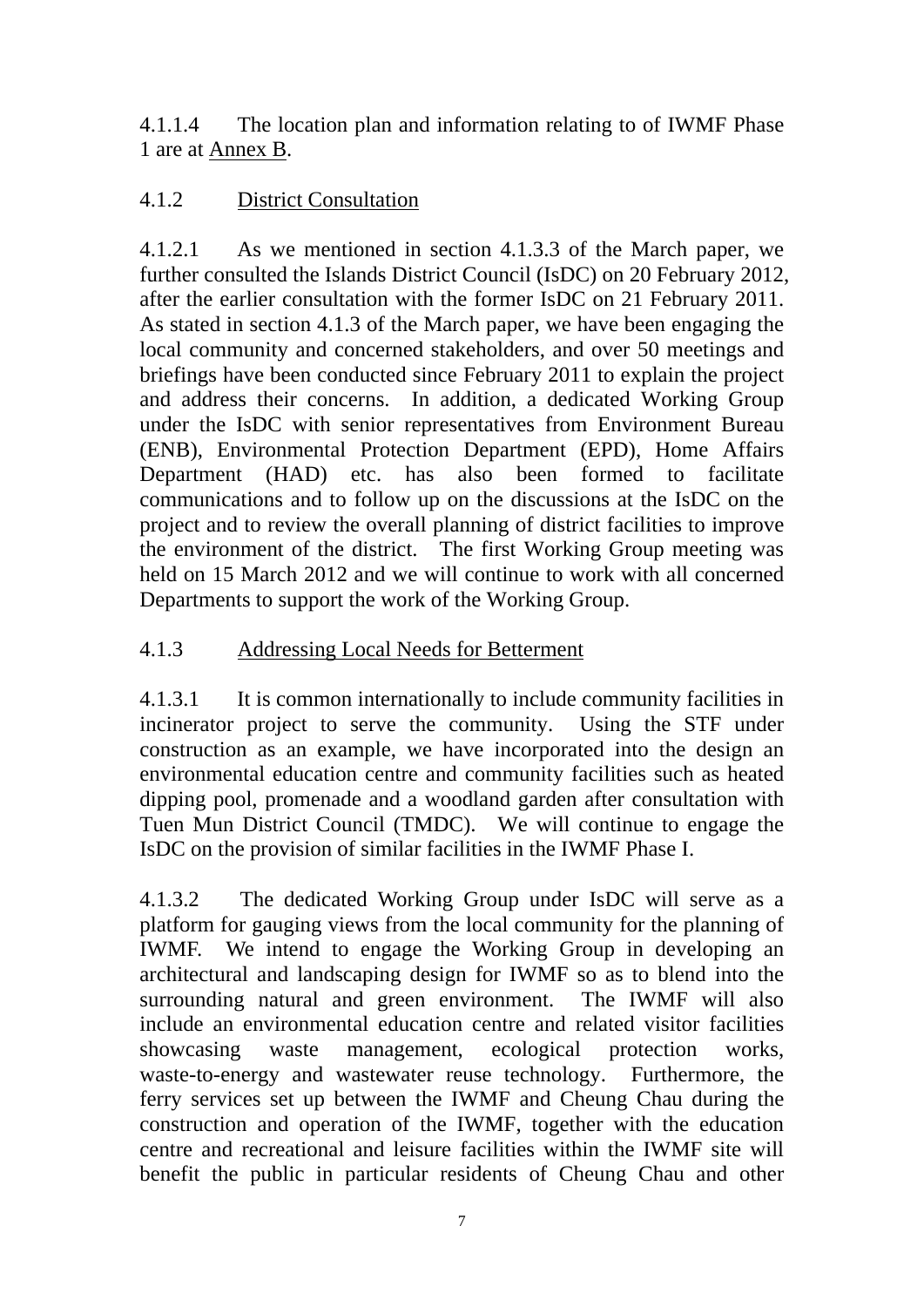4.1.1.4 The location plan and information relating to of IWMF Phase 1 are at Annex B.

4.1.2 District Consultation

4.1.2.1 As we mentioned in section 4.1.3.3 of the March paper, we further consulted the Islands District Council (IsDC) on 20 February 2012, after the earlier consultation with the former IsDC on 21 February 2011. As stated in section 4.1.3 of the March paper, we have been engaging the local community and concerned stakeholders, and over 50 meetings and briefings have been conducted since February 2011 to explain the project and address their concerns. In addition, a dedicated Working Group under the IsDC with senior representatives from Environment Bureau (ENB), Environmental Protection Department (EPD), Home Affairs Department (HAD) etc. has also been formed to facilitate communications and to follow up on the discussions at the IsDC on the project and to review the overall planning of district facilities to improve the environment of the district. The first Working Group meeting was held on 15 March 2012 and we will continue to work with all concerned Departments to support the work of the Working Group.

4.1.3 Addressing Local Needs for Betterment

4.1.3.1 It is common internationally to include community facilities in incinerator project to serve the community. Using the STF under construction as an example, we have incorporated into the design an environmental education centre and community facilities such as heated dipping pool, promenade and a woodland garden after consultation with Tuen Mun District Council (TMDC). We will continue to engage the IsDC on the provision of similar facilities in the IWMF Phase I.

4.1.3.2 The dedicated Working Group under IsDC will serve as a platform for gauging views from the local community for the planning of IWMF. We intend to engage the Working Group in developing an architectural and landscaping design for IWMF so as to blend into the surrounding natural and green environment. The IWMF will also include an environmental education centre and related visitor facilities showcasing waste management, ecological protection works, waste-to-energy and wastewater reuse technology. Furthermore, the ferry services set up between the IWMF and Cheung Chau during the construction and operation of the IWMF, together with the education centre and recreational and leisure facilities within the IWMF site will benefit the public in particular residents of Cheung Chau and other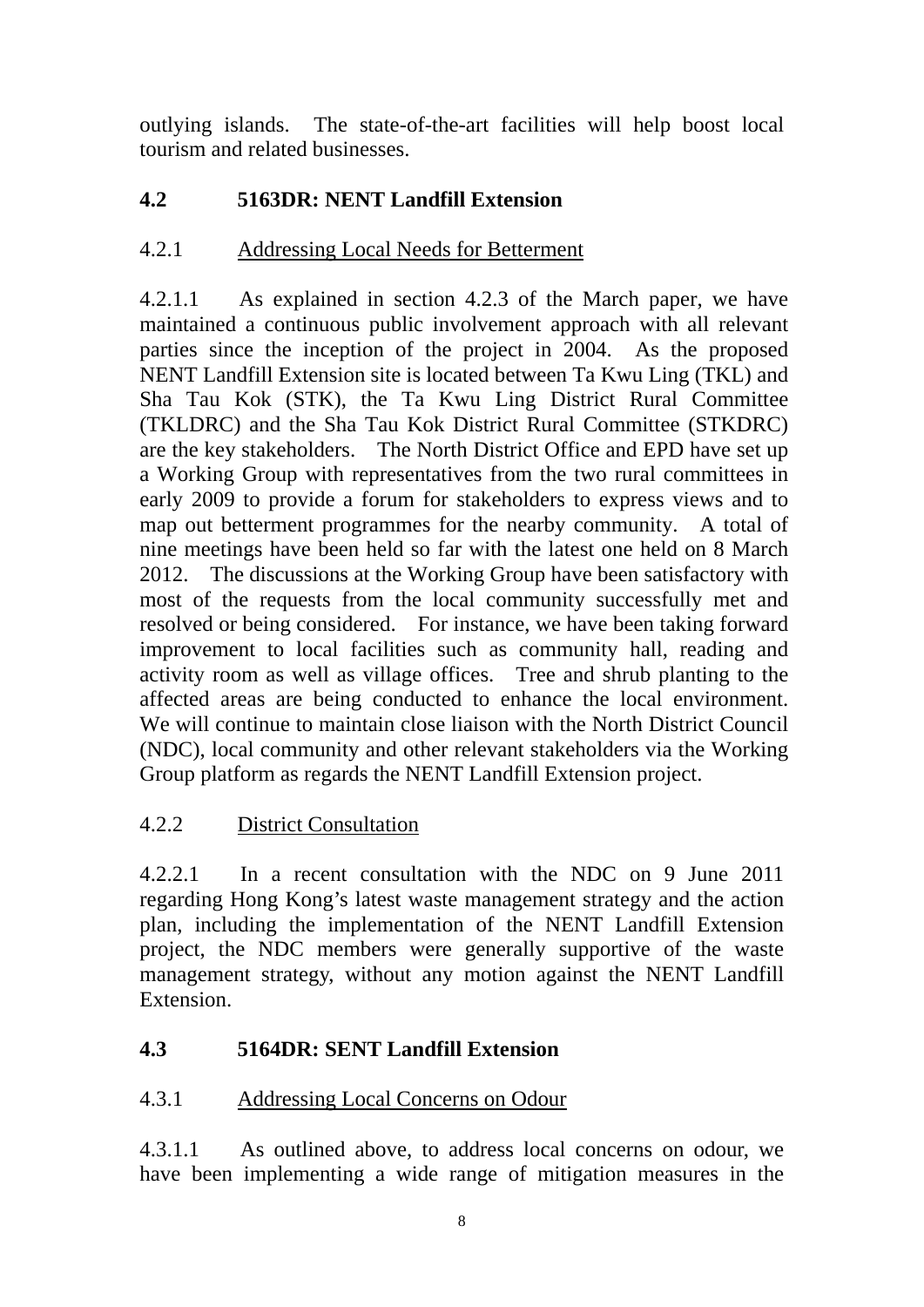outlying islands. The state-of-the-art facilities will help boost local tourism and related businesses.

## 4.2 5163DR: NENT Landfill Extension

### 4.2.1 Addressing Local Needs for Betterment

4.2.1.1 As explained in section 4.2.3 of the March paper, we have maintained a continuous public involvement approach with all relevant parties since the inception of the project in 2004. As the proposed NENT Landfill Extension site is located between Ta Kwu Ling (TKL) and Sha Tau Kok (STK), the Ta Kwu Ling District Rural Committee (TKLDRC) and the Sha Tau Kok District Rural Committee (STKDRC) are the key stakeholders. The North District Office and EPD have set up a Working Group with representatives from the two rural committees in early 2009 to provide a forum for stakeholders to express views and to map out betterment programmes for the nearby community. A total of nine meetings have been held so far with the latest one held on 8 March 2012. The discussions at the Working Group have been satisfactory with most of the requests from the local community successfully met and resolved or being considered. For instance, we have been taking forward improvement to local facilities such as community hall, reading and activity room as well as village offices. Tree and shrub planting to the affected areas are being conducted to enhance the local environment. We will continue to maintain close liaison with the North District Council (NDC), local community and other relevant stakeholders via the Working Group platform as regards the NENT Landfill Extension project.

### 4.2.2 District Consultation

4.2.2.1 In a recent consultation with the NDC on 9 June 2011 regarding Hong Kong's latest waste management strategy and the action plan, including the implementation of the NENT Landfill Extension project, the NDC members were generally supportive of the waste management strategy, without any motion against the NENT Landfill Extension.

## 4.3 5164DR: SENT Landfill Extension

### 4.3.1 Addressing Local Concerns on Odour

4.3.1.1 As outlined above, to address local concerns on odour, we have been implementing a wide range of mitigation measures in the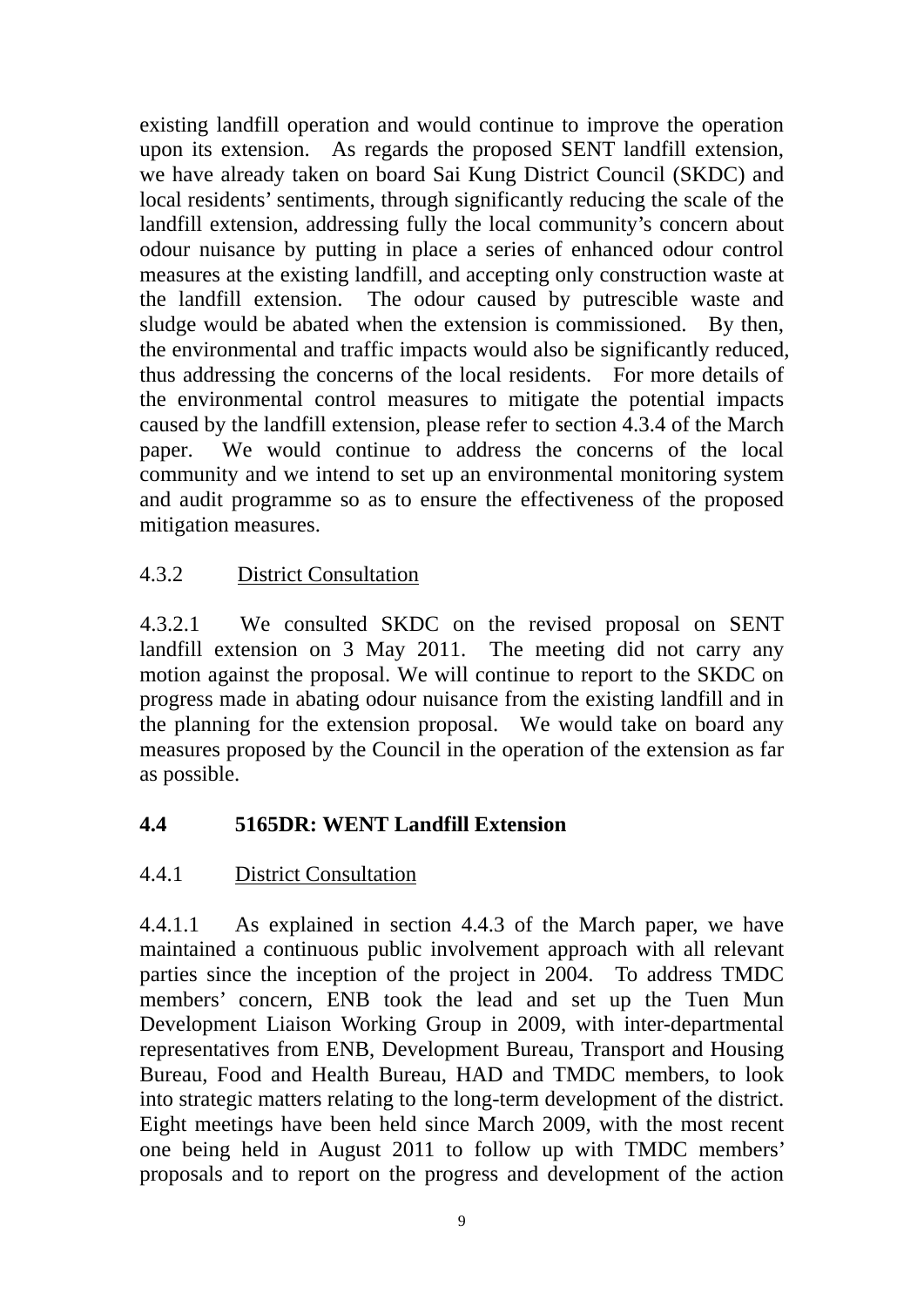existing landfill operation and would continue to improve the operation upon its extension. As regards the proposed SENT landfill extension, we have already taken on board Sai Kung District Council (SKDC) and local residents' sentiments, through significantly reducing the scale of the landfill extension, addressing fully the local community's concern about odour nuisance by putting in place a series of enhanced odour control measures at the existing landfill, and accepting only construction waste at the landfill extension. The odour caused by putrescible waste and sludge would be abated when the extension is commissioned. By then, the environmental and traffic impacts would also be significantly reduced, thus addressing the concerns of the local residents. For more details of the environmental control measures to mitigate the potential impacts caused by the landfill extension, please refer to section 4.3.4 of the March paper. We would continue to address the concerns of the local community and we intend to set up an environmental monitoring system and audit programme so as to ensure the effectiveness of the proposed mitigation measures.

4.3.2 <u>District Consultation</u>

4.3.2.1 We consulted SKDC on the revised proposal on SENT landfill extension on 3 May 2011. The meeting did not carry any motion against the proposal. We will continue to report to the SKDC on progress made in abating odour nuisance from the existing landfill and in the planning for the extension proposal. We would take on board any measures proposed by the Council in the operation of the extension as far as possible.

**4.4 5165DR: WENT Landfill Extension**

4.4.1 <u>District Consultation</u>

4.4.1.1 As explained in section 4.4.3 of the March paper, we have maintained a continuous public involvement approach with all relevant parties since the inception of the project in 2004. To address TMDC members' concern, ENB took the lead and set up the Tuen Mun Development Liaison Working Group in 2009, with inter-departmental representatives from ENB, Development Bureau, Transport and Housing Bureau, Food and Health Bureau, HAD and TMDC members, to look into strategic matters relating to the long-term development of the district. Eight meetings have been held since March 2009, with the most recent one being held in August 2011 to follow up with TMDC members' proposals and to report on the progress and development of the action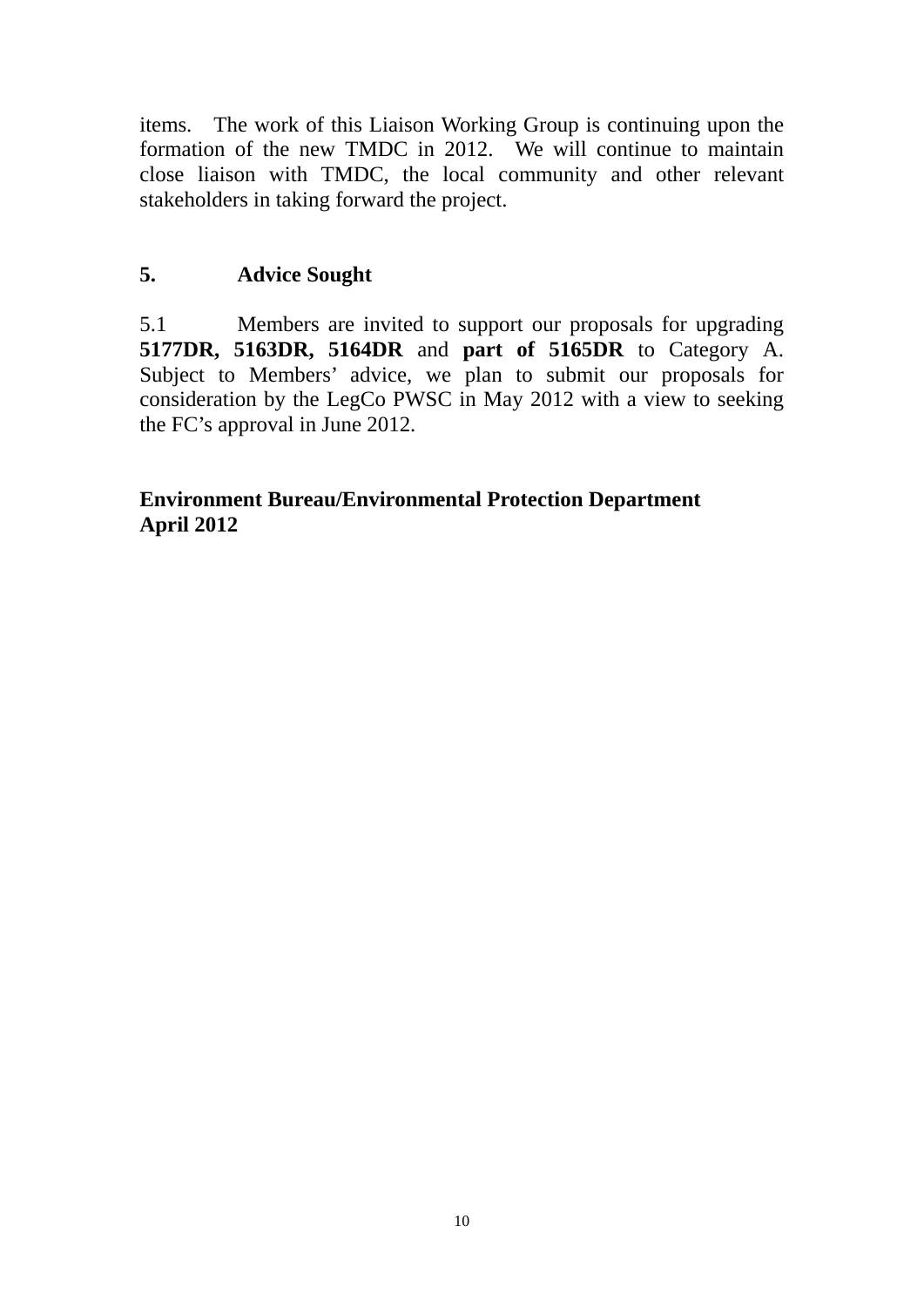items. The work of this Liaison Working Group is continuing upon the formation of the new TMDC in 2012. We will continue to maintain close liaison with TMDC, the local community and other relevant stakeholders in taking forward the project.

## 5. Advice Sought

5.1 Members are invited to support our proposals for upgrading **5177DR, 5163DR, 5164DR** and **part of 5165DR** to Category A. Subject to Members' advice, we plan to submit our proposals for consideration by the LegCo PWSC in May 2012 with a view to seeking the FC's approval in June 2012.

**Environment Bureau/Environmental Protection Department**
**April 2012**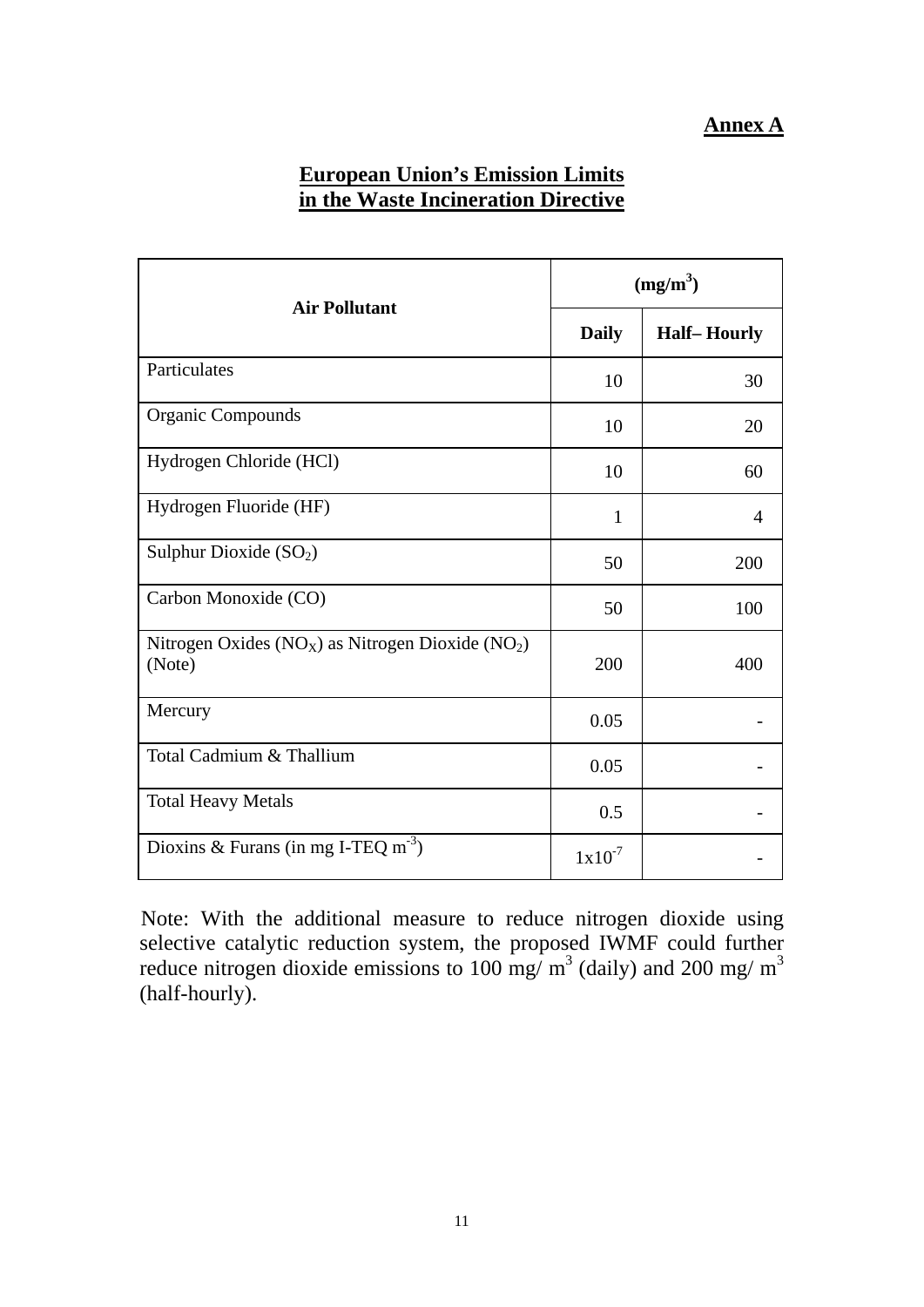**Annex A**

## European Union's Emission Limits in the Waste Incineration Directive

| Air Pollutant | $(mg/m^3)$ | |
|---|---|---|
| | **Daily** | **Half– Hourly** |
| Particulates | 10 | 30 |
| Organic Compounds | 10 | 20 |
| Hydrogen Chloride (HCl) | 10 | 60 |
| Hydrogen Fluoride (HF) | 1 | 4 |
| Sulphur Dioxide ($SO_2$) | 50 | 200 |
| Carbon Monoxide (CO) | 50 | 100 |
| Nitrogen Oxides ($NO_X$) as Nitrogen Dioxide ($NO_2$) (Note) | 200 | 400 |
| Mercury | 0.05 | - |
| Total Cadmium & Thallium | 0.05 | - |
| Total Heavy Metals | 0.5 | - |
| Dioxins & Furans (in mg I-TEQ $m^{-3}$) | $1x10^{-7}$ | - |

Note: With the additional measure to reduce nitrogen dioxide using selective catalytic reduction system, the proposed IWMF could further reduce nitrogen dioxide emissions to 100 mg/ $m^3$ (daily) and 200 mg/ $m^3$ (half-hourly).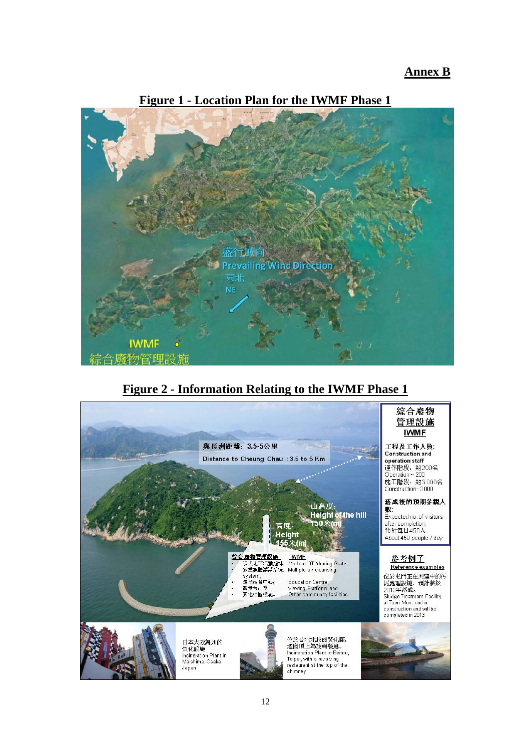**Annex B**

**Figure 1 - Location Plan for the IWMF Phase 1**

盛行風向
Prevailing Wind Direction
東北
NE

IWMF
綜合廢物管理設施

**Figure 2 - Information Relating to the IWMF Phase 1**

與長洲距離：3.5-5公里
Distance to Cheung Chau : 3.5 to 5 Km

山高度：
Height of the hill
150米(m)

高度：
Height
155米(m)

綜合廢物管理設施 IWMF
- 現代化3T活動爐排； Modern 3T Moving Grate,
- 多重氣體潔淨系統； Multiple air cleansing system,
- 環境教育中心； Education Centre,
- 觀景台；及 Viewing Platform, and
- 其他社區設施。 Other community facilities.

綜合廢物管理設施 IWMF

工程及工作人員：
Construction and operation staff
運作階段：約200名
Operation ~ 200
施工階段：約3,000名
Construction ~3,000

落成後的預期參觀人數：
Expected no. of visitors after completion:
預計每日450人
About 450 people / day

參考例子
Reference examples

位於屯門正在興建中的污泥處理設施，預計將於2013年落成。
Sludge Treatment Facility at Tuen Mun, under construction and will be completed in 2013

日本大阪舞州的焚化設施
Incineration Plant in Maishima, Osaka, Japan

位於台北北投的焚化廠，煙囪頂上為旋轉餐廳。
Incineration Plant in Beitou, Taipei, with a revolving restaurant at the top of the chimney